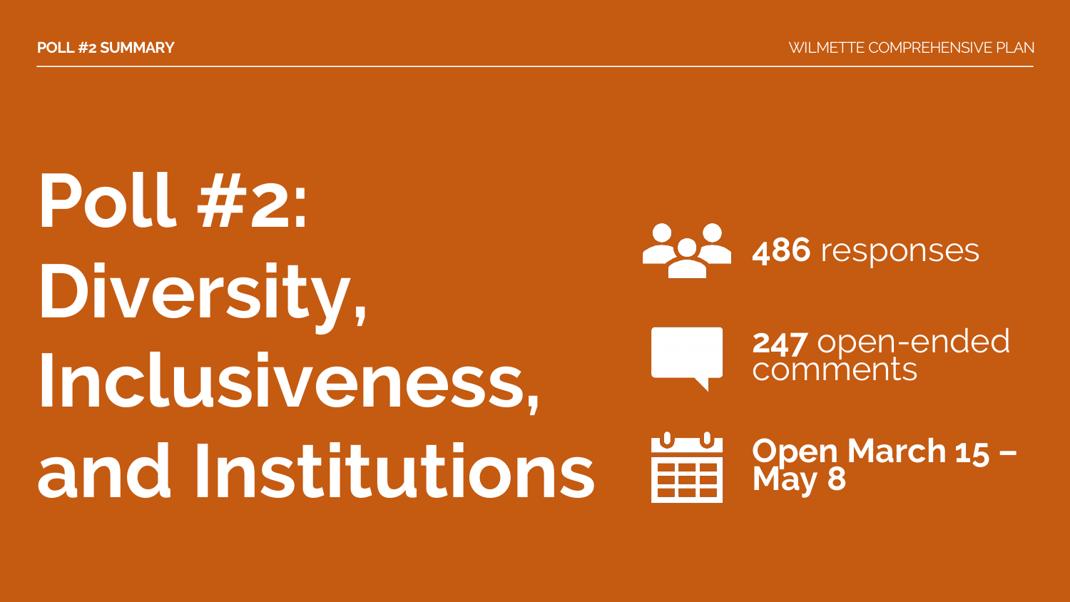# Poll #2: Diversity, Inclusiveness, and Institutions

**486** responses

**247** open-ended comments

**Open March 15 – May 8**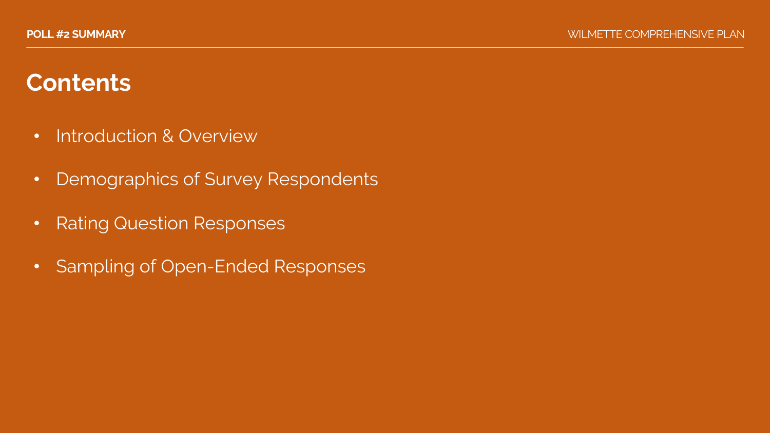# Contents

- Introduction & Overview
- Demographics of Survey Respondents
- Rating Question Responses
- Sampling of Open-Ended Responses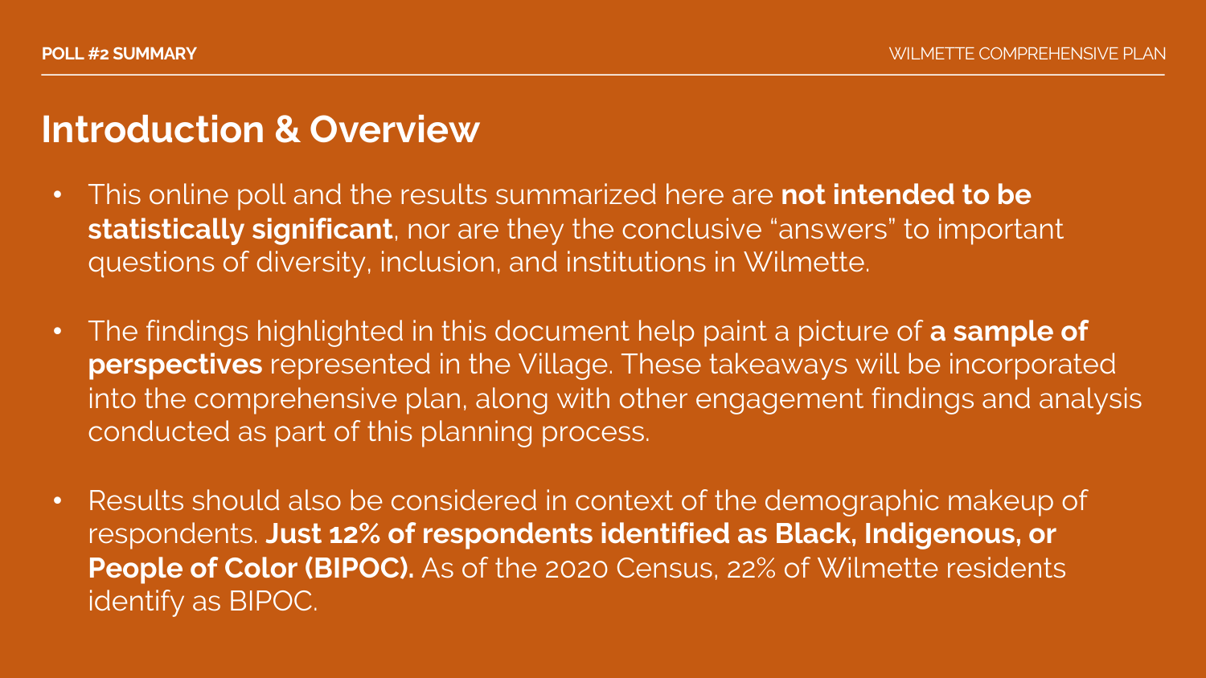## Introduction & Overview

- This online poll and the results summarized here are **not intended to be statistically significant**, nor are they the conclusive "answers" to important questions of diversity, inclusion, and institutions in Wilmette.
- The findings highlighted in this document help paint a picture of **a sample of perspectives** represented in the Village. These takeaways will be incorporated into the comprehensive plan, along with other engagement findings and analysis conducted as part of this planning process.
- Results should also be considered in context of the demographic makeup of respondents. **Just 12% of respondents identified as Black, Indigenous, or People of Color (BIPOC).** As of the 2020 Census, 22% of Wilmette residents identify as BIPOC.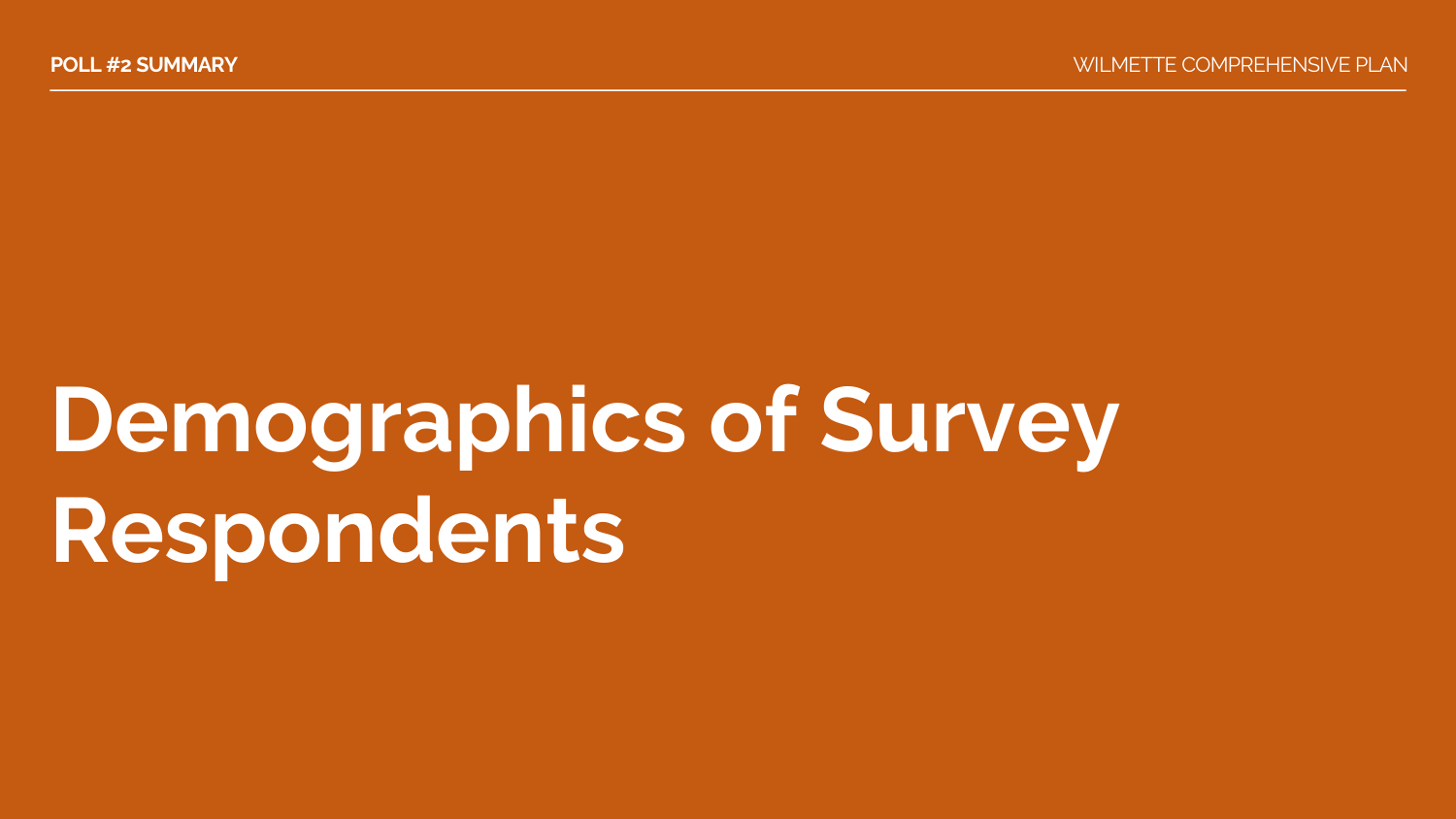# Demographics of Survey Respondents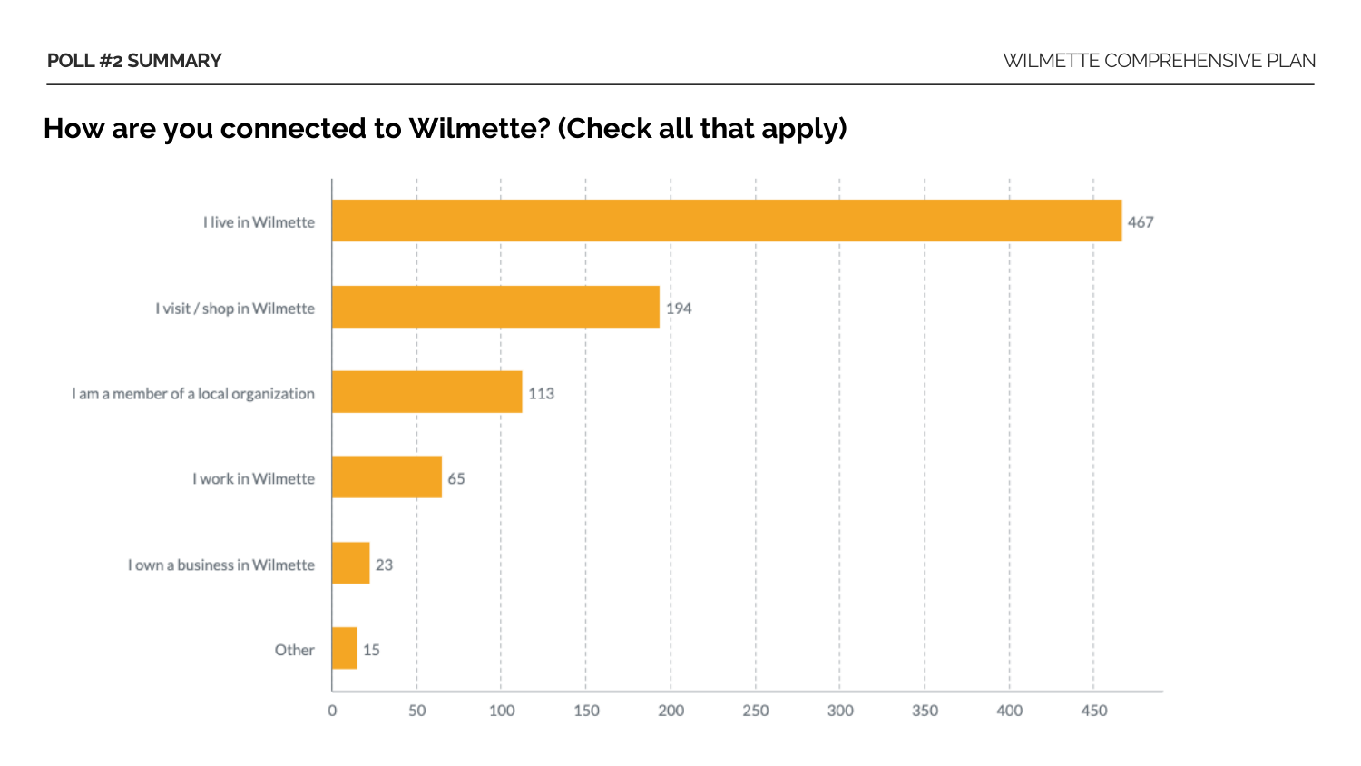POLL #2 SUMMARY

## How are you connected to Wilmette? (Check all that apply)

| Response | Count |
| --- | --- |
| I live in Wilmette | 467 |
| I visit / shop in Wilmette | 194 |
| I am a member of a local organization | 113 |
| I work in Wilmette | 65 |
| I own a business in Wilmette | 23 |
| Other | 15 |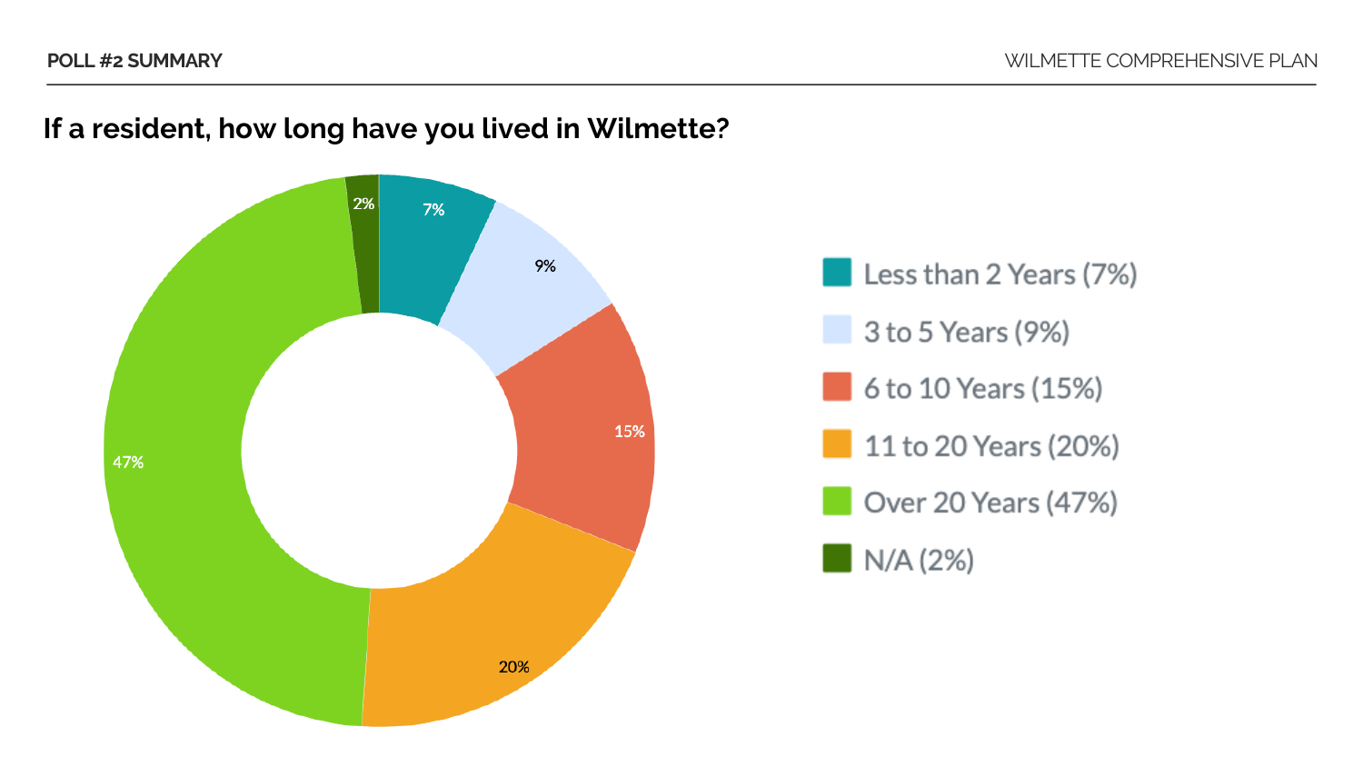## If a resident, how long have you lived in Wilmette?

- Less than 2 Years (7%)
- 3 to 5 Years (9%)
- 6 to 10 Years (15%)
- 11 to 20 Years (20%)
- Over 20 Years (47%)
- N/A (2%)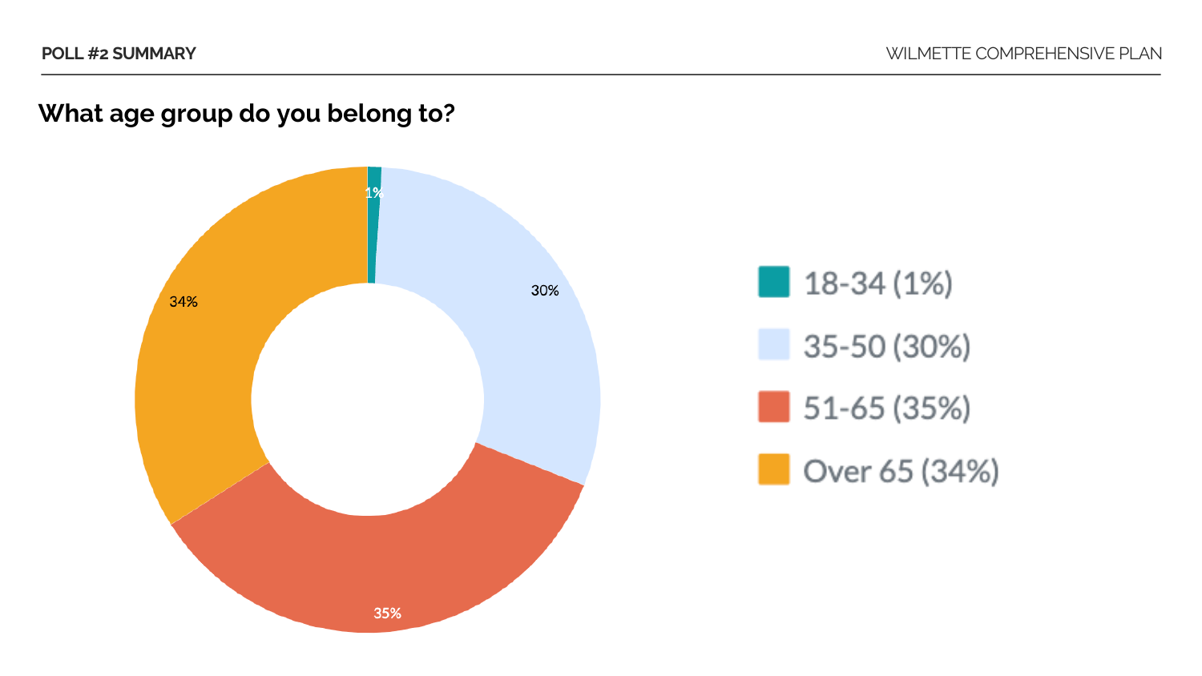## What age group do you belong to?

| Age Group | Percentage |
|---|---|
| 18-34 | 1% |
| 35-50 | 30% |
| 51-65 | 35% |
| Over 65 | 34% |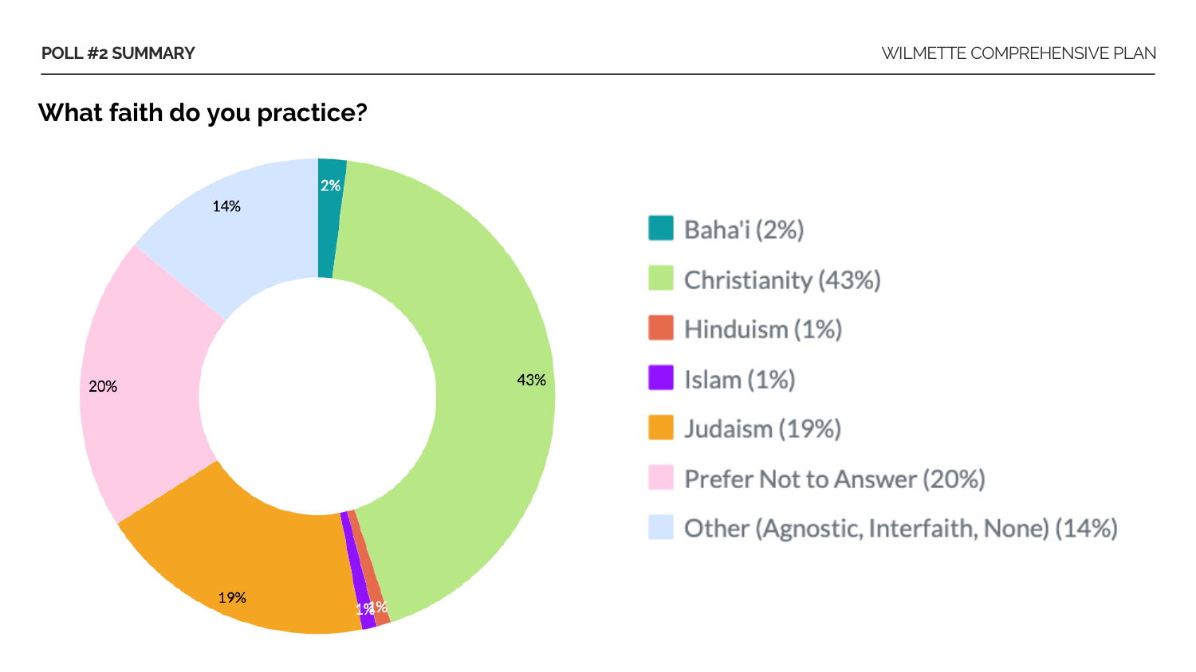## What faith do you practice?

- Baha'i (2%)
- Christianity (43%)
- Hinduism (1%)
- Islam (1%)
- Judaism (19%)
- Prefer Not to Answer (20%)
- Other (Agnostic, Interfaith, None) (14%)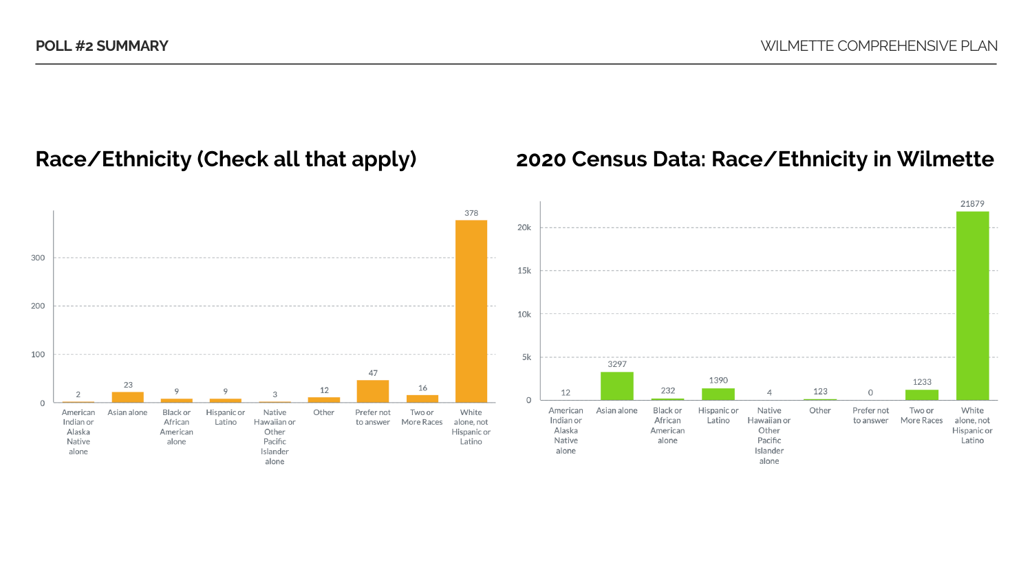POLL #2 SUMMARY

## Race/Ethnicity (Check all that apply)

| Category | Count |
|---|---|
| American Indian or Alaska Native alone | 2 |
| Asian alone | 23 |
| Black or African American alone | 9 |
| Hispanic or Latino | 9 |
| Native Hawaiian or Other Pacific Islander alone | 3 |
| Other | 12 |
| Prefer not to answer | 47 |
| Two or More Races | 16 |
| White alone, not Hispanic or Latino | 378 |

## 2020 Census Data: Race/Ethnicity in Wilmette

| Category | Count |
|---|---|
| American Indian or Alaska Native alone | 12 |
| Asian alone | 3297 |
| Black or African American alone | 232 |
| Hispanic or Latino | 1390 |
| Native Hawaiian or Other Pacific Islander alone | 4 |
| Other | 123 |
| Prefer not to answer | 0 |
| Two or More Races | 1233 |
| White alone, not Hispanic or Latino | 21879 |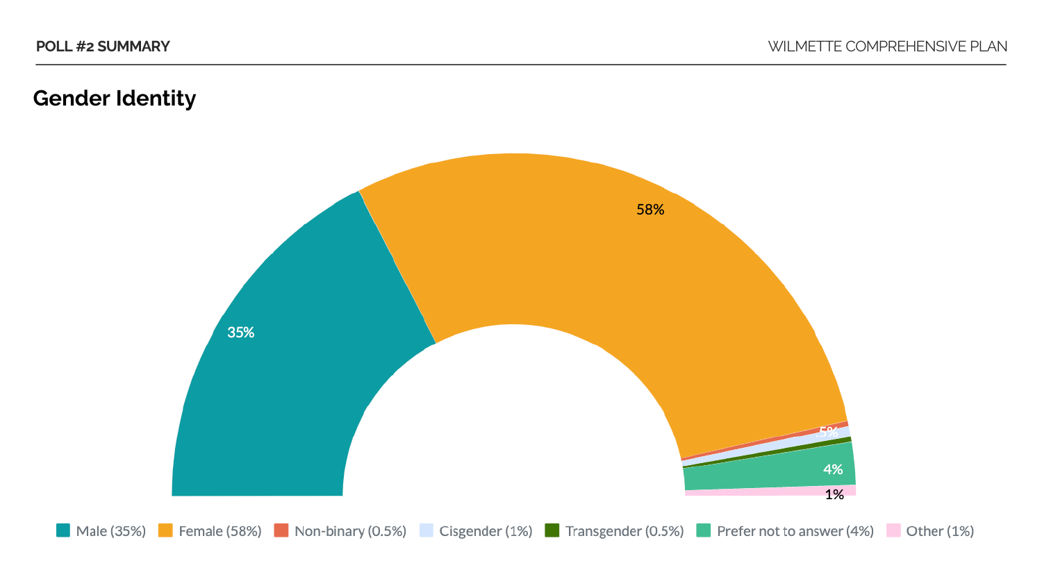## Gender Identity

35%

58%

.5%

4%

1%

Male (35%) Female (58%) Non-binary (0.5%) Cisgender (1%) Transgender (0.5%) Prefer not to answer (4%) Other (1%)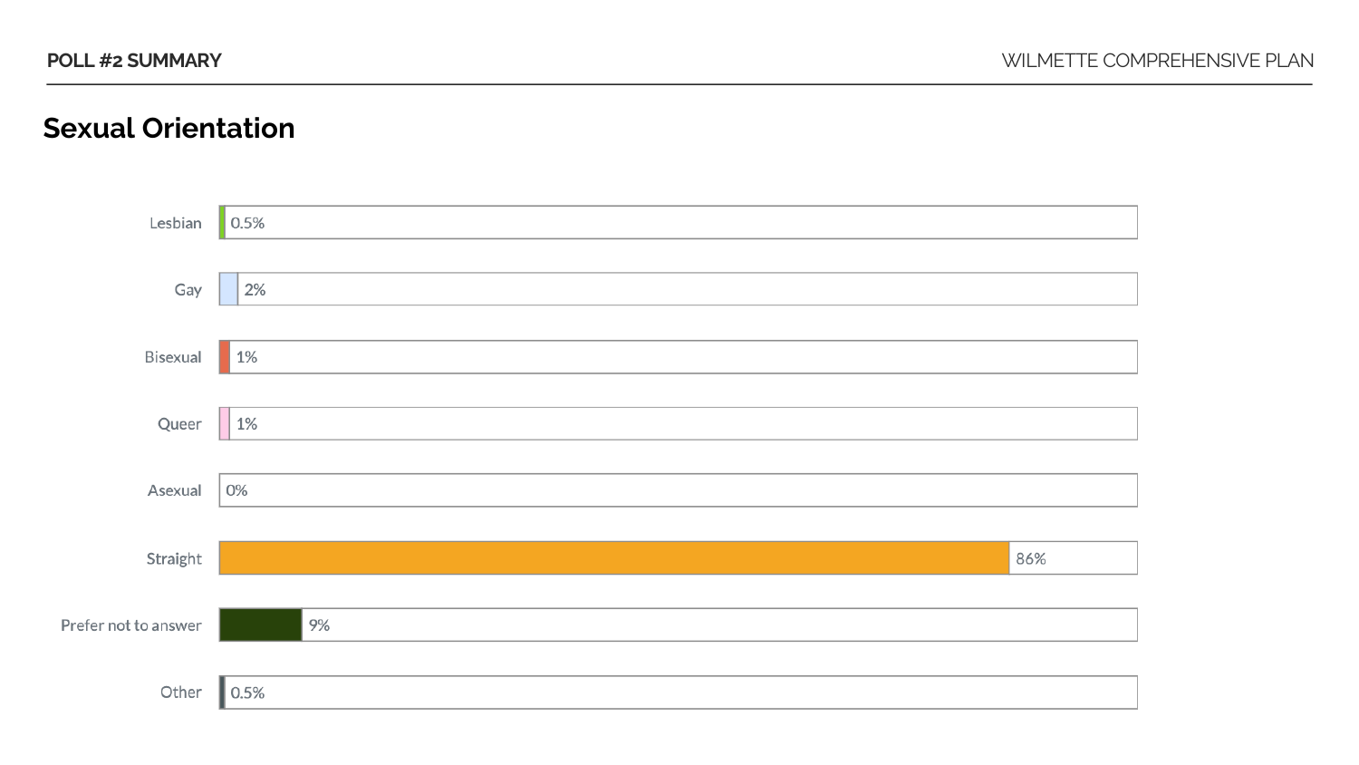## Sexual Orientation

| Sexual Orientation | Percentage |
| --- | --- |
| Lesbian | 0.5% |
| Gay | 2% |
| Bisexual | 1% |
| Queer | 1% |
| Asexual | 0% |
| Straight | 86% |
| Prefer not to answer | 9% |
| Other | 0.5% |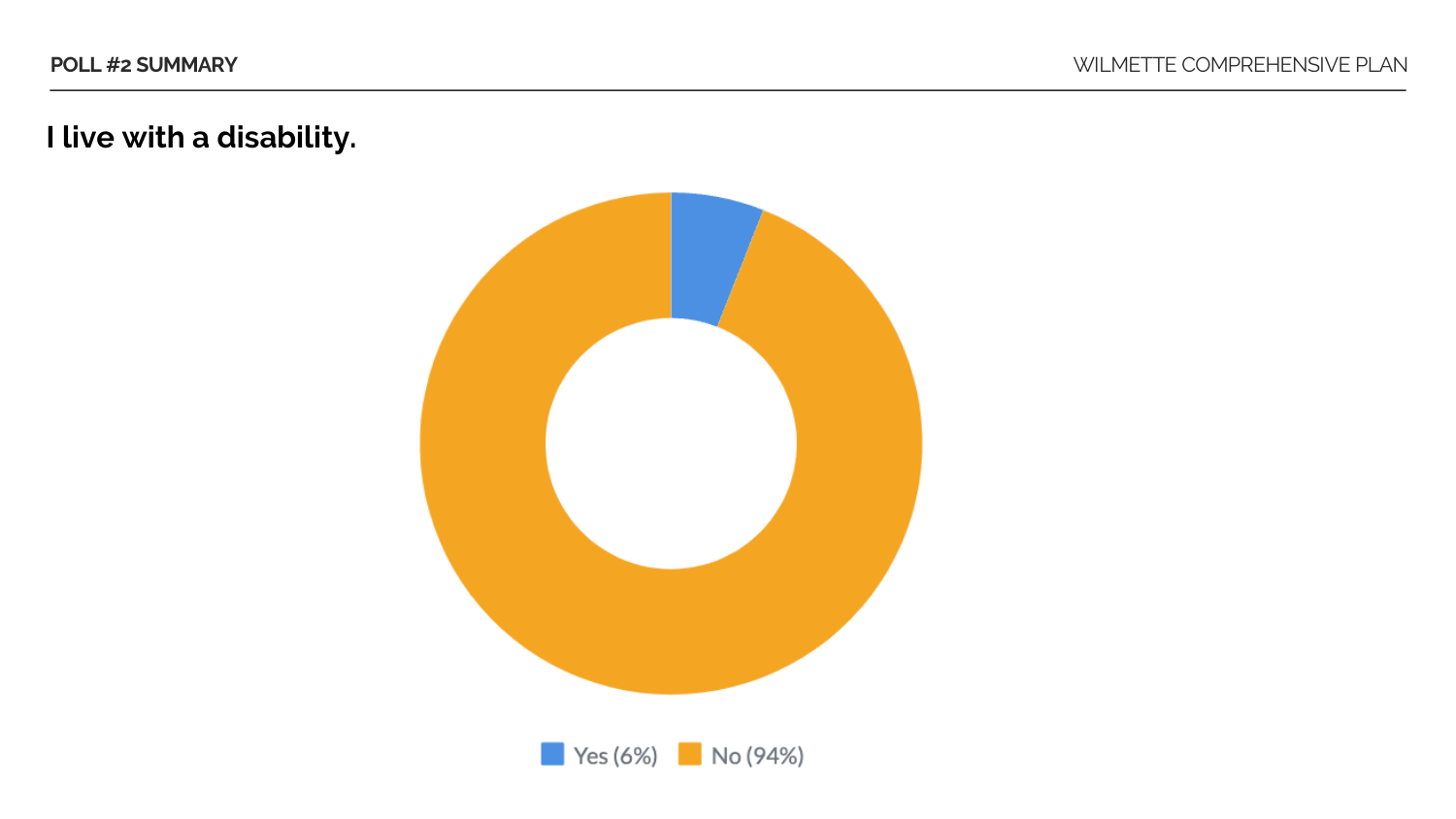## I live with a disability.

Yes (6%) No (94%)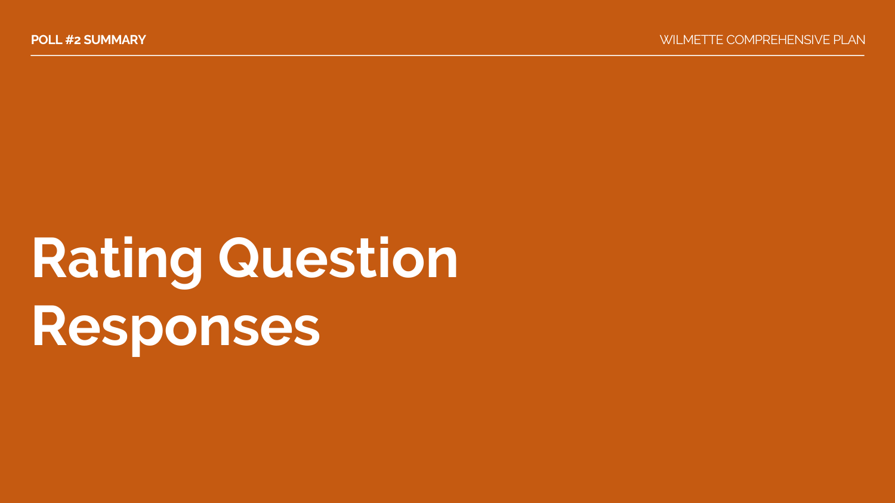# Rating Question Responses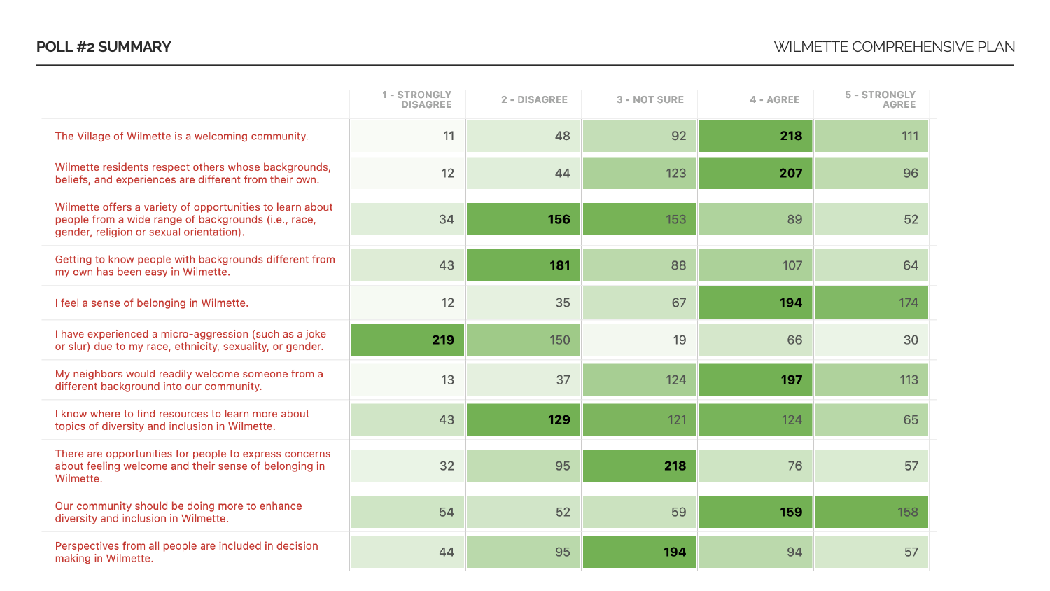## POLL #2 SUMMARY

| | 1 - STRONGLY DISAGREE | 2 - DISAGREE | 3 - NOT SURE | 4 - AGREE | 5 - STRONGLY AGREE |
|---|---|---|---|---|---|
| The Village of Wilmette is a welcoming community. | 11 | 48 | 92 | **218** | 111 |
| Wilmette residents respect others whose backgrounds, beliefs, and experiences are different from their own. | 12 | 44 | 123 | **207** | 96 |
| Wilmette offers a variety of opportunities to learn about people from a wide range of backgrounds (i.e., race, gender, religion or sexual orientation). | 34 | **156** | 153 | 89 | 52 |
| Getting to know people with backgrounds different from my own has been easy in Wilmette. | 43 | **181** | 88 | 107 | 64 |
| I feel a sense of belonging in Wilmette. | 12 | 35 | 67 | **194** | 174 |
| I have experienced a micro-aggression (such as a joke or slur) due to my race, ethnicity, sexuality, or gender. | **219** | 150 | 19 | 66 | 30 |
| My neighbors would readily welcome someone from a different background into our community. | 13 | 37 | 124 | **197** | 113 |
| I know where to find resources to learn more about topics of diversity and inclusion in Wilmette. | 43 | **129** | 121 | 124 | 65 |
| There are opportunities for people to express concerns about feeling welcome and their sense of belonging in Wilmette. | 32 | 95 | **218** | 76 | 57 |
| Our community should be doing more to enhance diversity and inclusion in Wilmette. | 54 | 52 | 59 | **159** | 158 |
| Perspectives from all people are included in decision making in Wilmette. | 44 | 95 | **194** | 94 | 57 |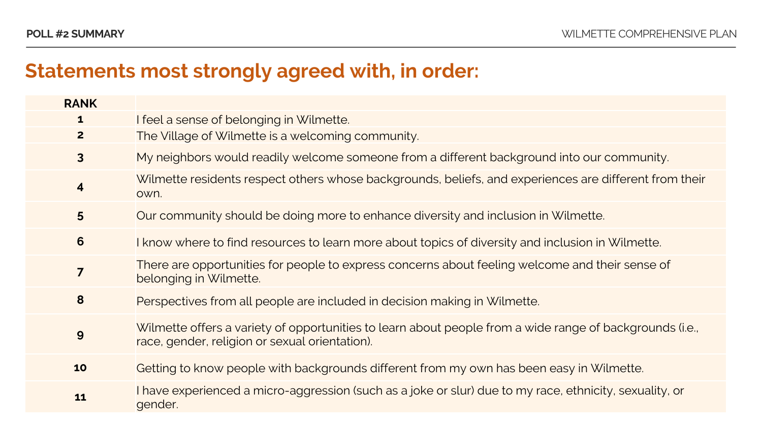## Statements most strongly agreed with, in order:

| RANK | |
|---|---|
| 1 | I feel a sense of belonging in Wilmette. |
| 2 | The Village of Wilmette is a welcoming community. |
| 3 | My neighbors would readily welcome someone from a different background into our community. |
| 4 | Wilmette residents respect others whose backgrounds, beliefs, and experiences are different from their own. |
| 5 | Our community should be doing more to enhance diversity and inclusion in Wilmette. |
| 6 | I know where to find resources to learn more about topics of diversity and inclusion in Wilmette. |
| 7 | There are opportunities for people to express concerns about feeling welcome and their sense of belonging in Wilmette. |
| 8 | Perspectives from all people are included in decision making in Wilmette. |
| 9 | Wilmette offers a variety of opportunities to learn about people from a wide range of backgrounds (i.e., race, gender, religion or sexual orientation). |
| 10 | Getting to know people with backgrounds different from my own has been easy in Wilmette. |
| 11 | I have experienced a micro-aggression (such as a joke or slur) due to my race, ethnicity, sexuality, or gender. |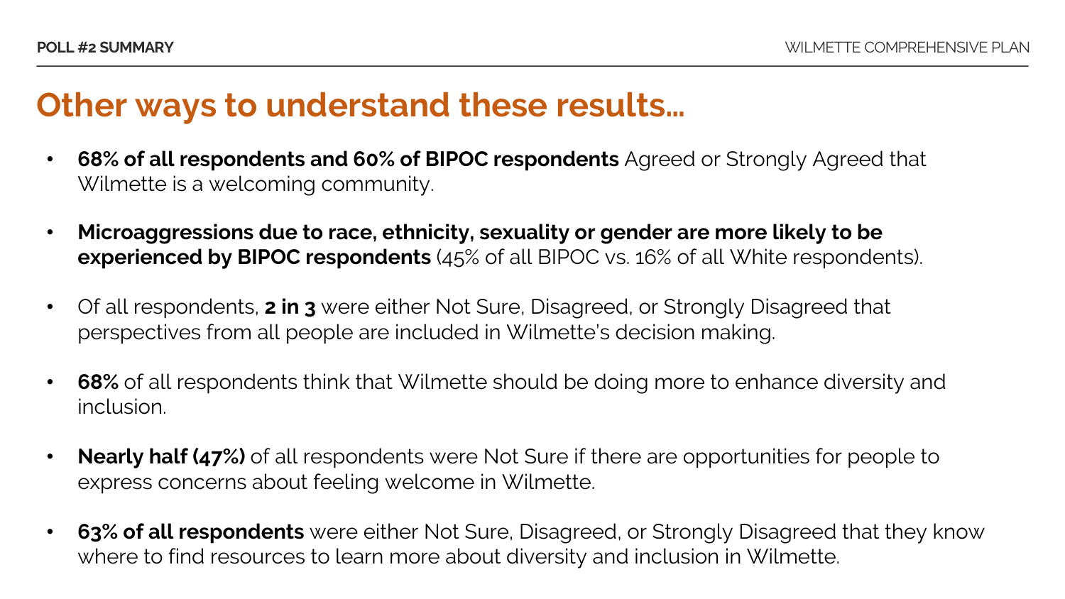# Other ways to understand these results…

- **68% of all respondents and 60% of BIPOC respondents** Agreed or Strongly Agreed that Wilmette is a welcoming community.
- **Microaggressions due to race, ethnicity, sexuality or gender are more likely to be experienced by BIPOC respondents** (45% of all BIPOC vs. 16% of all White respondents).
- Of all respondents, **2 in 3** were either Not Sure, Disagreed, or Strongly Disagreed that perspectives from all people are included in Wilmette's decision making.
- **68%** of all respondents think that Wilmette should be doing more to enhance diversity and inclusion.
- **Nearly half (47%)** of all respondents were Not Sure if there are opportunities for people to express concerns about feeling welcome in Wilmette.
- **63% of all respondents** were either Not Sure, Disagreed, or Strongly Disagreed that they know where to find resources to learn more about diversity and inclusion in Wilmette.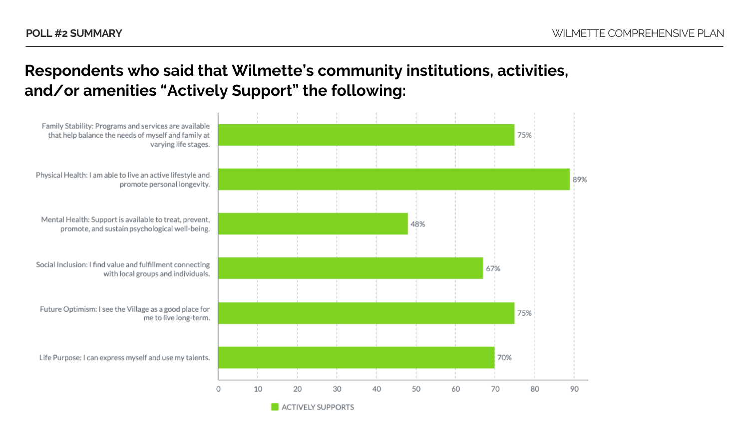## Respondents who said that Wilmette's community institutions, activities, and/or amenities "Actively Support" the following:

| Category | Actively Supports |
| --- | --- |
| Family Stability: Programs and services are available that help balance the needs of myself and family at varying life stages. | 75% |
| Physical Health: I am able to live an active lifestyle and promote personal longevity. | 89% |
| Mental Health: Support is available to treat, prevent, promote, and sustain psychological well-being. | 48% |
| Social Inclusion: I find value and fulfillment connecting with local groups and individuals. | 67% |
| Future Optimism: I see the Village as a good place for me to live long-term. | 75% |
| Life Purpose: I can express myself and use my talents. | 70% |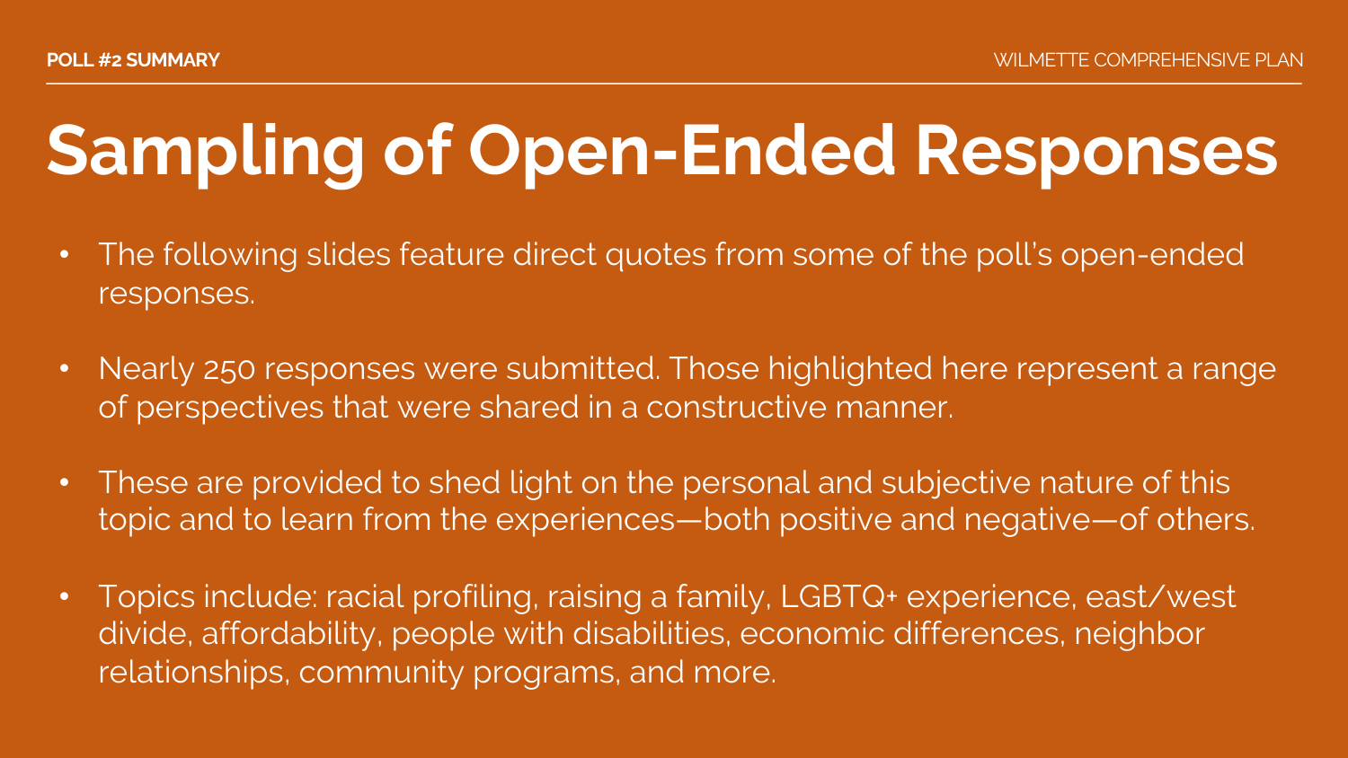# Sampling of Open-Ended Responses

- The following slides feature direct quotes from some of the poll's open-ended responses.
- Nearly 250 responses were submitted. Those highlighted here represent a range of perspectives that were shared in a constructive manner.
- These are provided to shed light on the personal and subjective nature of this topic and to learn from the experiences—both positive and negative—of others.
- Topics include: racial profiling, raising a family, LGBTQ+ experience, east/west divide, affordability, people with disabilities, economic differences, neighbor relationships, community programs, and more.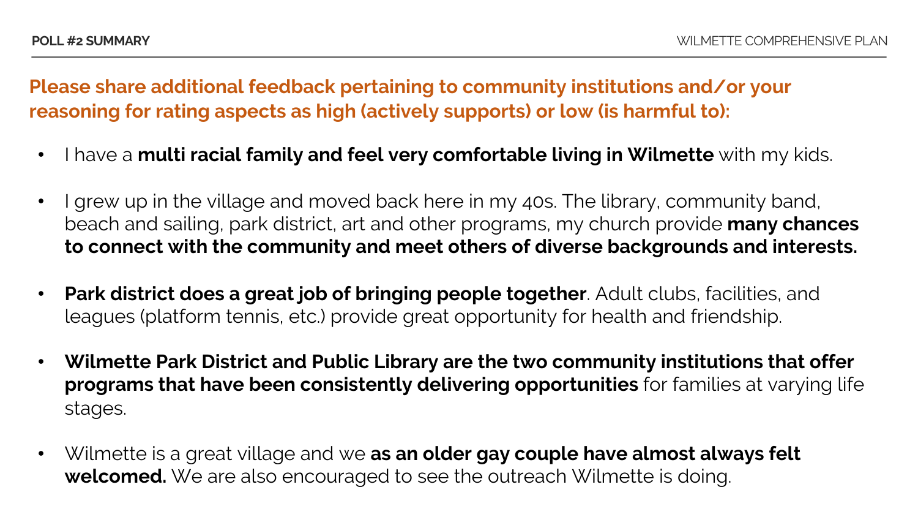## Please share additional feedback pertaining to community institutions and/or your reasoning for rating aspects as high (actively supports) or low (is harmful to):

- I have a **multi racial family and feel very comfortable living in Wilmette** with my kids.
- I grew up in the village and moved back here in my 40s. The library, community band, beach and sailing, park district, art and other programs, my church provide **many chances to connect with the community and meet others of diverse backgrounds and interests.**
- **Park district does a great job of bringing people together**. Adult clubs, facilities, and leagues (platform tennis, etc.) provide great opportunity for health and friendship.
- **Wilmette Park District and Public Library are the two community institutions that offer programs that have been consistently delivering opportunities** for families at varying life stages.
- Wilmette is a great village and we **as an older gay couple have almost always felt welcomed.** We are also encouraged to see the outreach Wilmette is doing.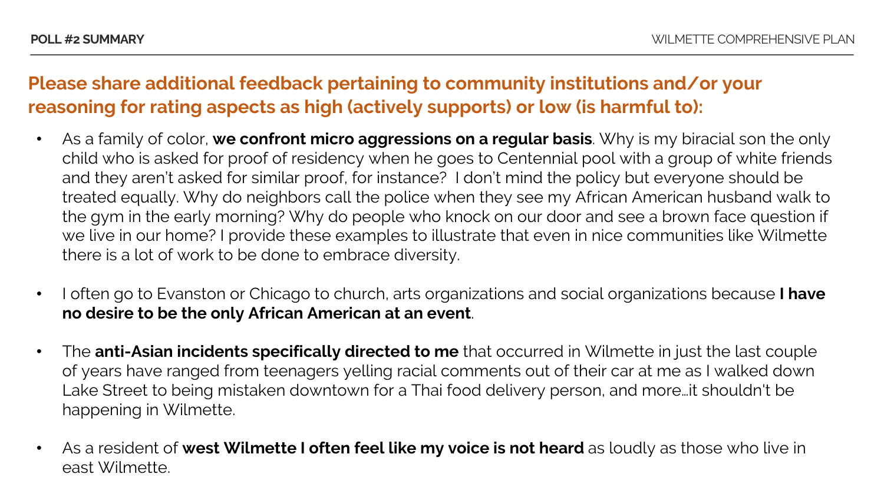## Please share additional feedback pertaining to community institutions and/or your reasoning for rating aspects as high (actively supports) or low (is harmful to):

- As a family of color, **we confront micro aggressions on a regular basis**. Why is my biracial son the only child who is asked for proof of residency when he goes to Centennial pool with a group of white friends and they aren't asked for similar proof, for instance? I don't mind the policy but everyone should be treated equally. Why do neighbors call the police when they see my African American husband walk to the gym in the early morning? Why do people who knock on our door and see a brown face question if we live in our home? I provide these examples to illustrate that even in nice communities like Wilmette there is a lot of work to be done to embrace diversity.

- I often go to Evanston or Chicago to church, arts organizations and social organizations because **I have no desire to be the only African American at an event**.

- The **anti-Asian incidents specifically directed to me** that occurred in Wilmette in just the last couple of years have ranged from teenagers yelling racial comments out of their car at me as I walked down Lake Street to being mistaken downtown for a Thai food delivery person, and more…it shouldn't be happening in Wilmette.

- As a resident of **west Wilmette I often feel like my voice is not heard** as loudly as those who live in east Wilmette.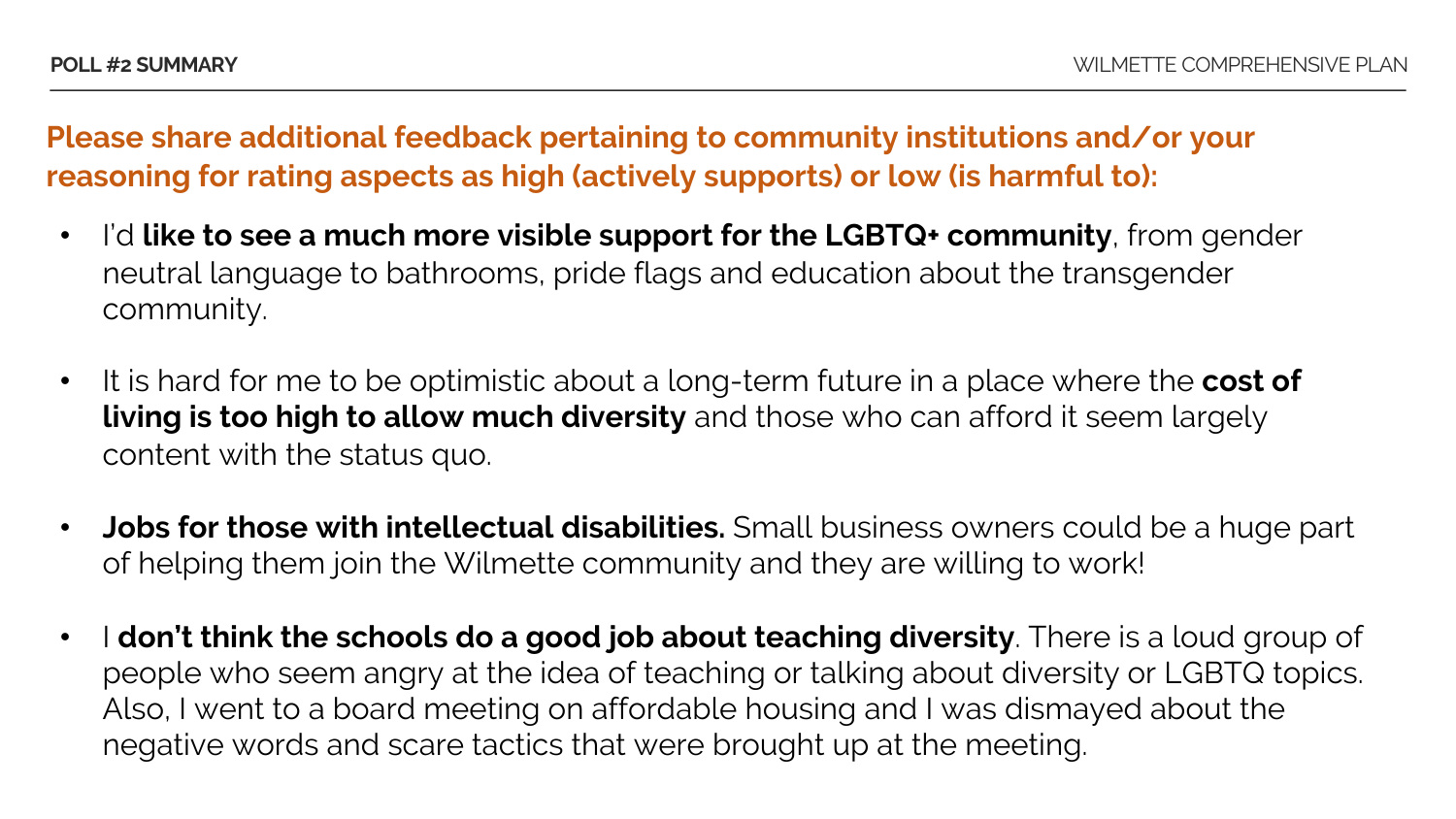## Please share additional feedback pertaining to community institutions and/or your reasoning for rating aspects as high (actively supports) or low (is harmful to):

- I'd **like to see a much more visible support for the LGBTQ+ community**, from gender neutral language to bathrooms, pride flags and education about the transgender community.
- It is hard for me to be optimistic about a long-term future in a place where the **cost of living is too high to allow much diversity** and those who can afford it seem largely content with the status quo.
- **Jobs for those with intellectual disabilities.** Small business owners could be a huge part of helping them join the Wilmette community and they are willing to work!
- I **don't think the schools do a good job about teaching diversity**. There is a loud group of people who seem angry at the idea of teaching or talking about diversity or LGBTQ topics. Also, I went to a board meeting on affordable housing and I was dismayed about the negative words and scare tactics that were brought up at the meeting.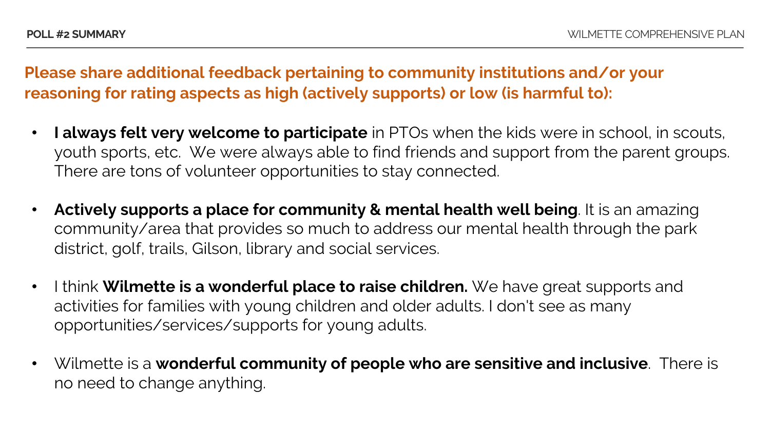## Please share additional feedback pertaining to community institutions and/or your reasoning for rating aspects as high (actively supports) or low (is harmful to):

- **I always felt very welcome to participate** in PTOs when the kids were in school, in scouts, youth sports, etc. We were always able to find friends and support from the parent groups. There are tons of volunteer opportunities to stay connected.
- **Actively supports a place for community & mental health well being**. It is an amazing community/area that provides so much to address our mental health through the park district, golf, trails, Gilson, library and social services.
- I think **Wilmette is a wonderful place to raise children.** We have great supports and activities for families with young children and older adults. I don't see as many opportunities/services/supports for young adults.
- Wilmette is a **wonderful community of people who are sensitive and inclusive**. There is no need to change anything.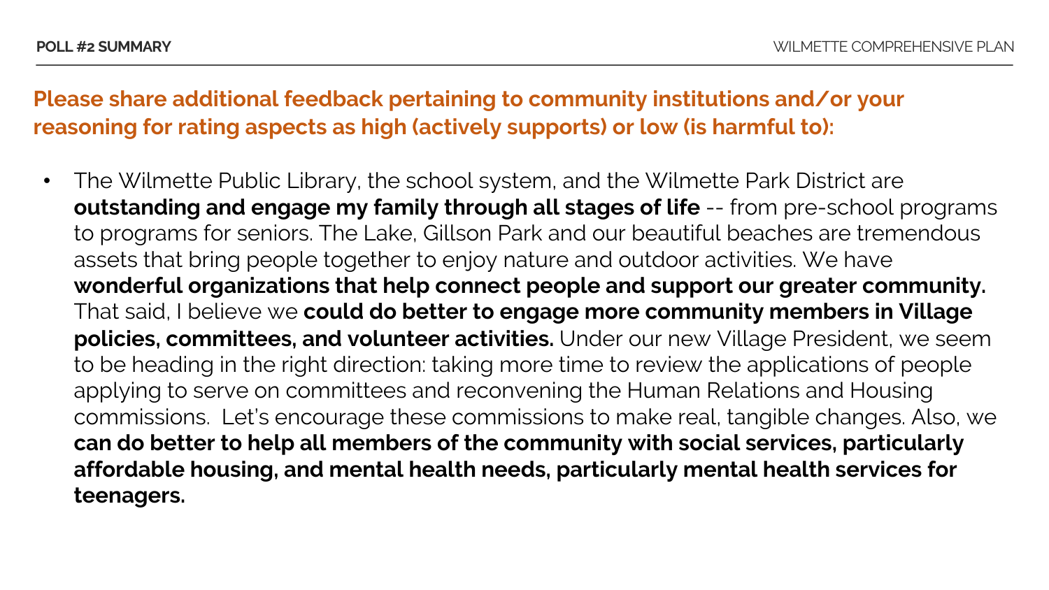## Please share additional feedback pertaining to community institutions and/or your reasoning for rating aspects as high (actively supports) or low (is harmful to):

- The Wilmette Public Library, the school system, and the Wilmette Park District are **outstanding and engage my family through all stages of life** -- from pre-school programs to programs for seniors. The Lake, Gillson Park and our beautiful beaches are tremendous assets that bring people together to enjoy nature and outdoor activities. We have **wonderful organizations that help connect people and support our greater community.** That said, I believe we **could do better to engage more community members in Village policies, committees, and volunteer activities.** Under our new Village President, we seem to be heading in the right direction: taking more time to review the applications of people applying to serve on committees and reconvening the Human Relations and Housing commissions. Let's encourage these commissions to make real, tangible changes. Also, we **can do better to help all members of the community with social services, particularly affordable housing, and mental health needs, particularly mental health services for teenagers.**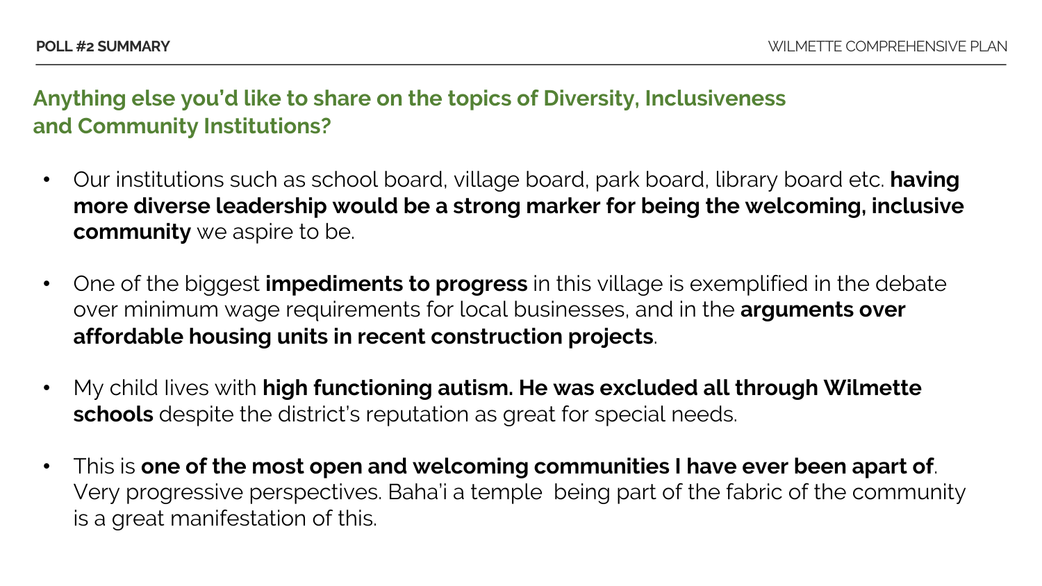## Anything else you'd like to share on the topics of Diversity, Inclusiveness and Community Institutions?

- Our institutions such as school board, village board, park board, library board etc. **having more diverse leadership would be a strong marker for being the welcoming, inclusive community** we aspire to be.

- One of the biggest **impediments to progress** in this village is exemplified in the debate over minimum wage requirements for local businesses, and in the **arguments over affordable housing units in recent construction projects**.

- My child lives with **high functioning autism. He was excluded all through Wilmette schools** despite the district's reputation as great for special needs.

- This is **one of the most open and welcoming communities I have ever been apart of**. Very progressive perspectives. Baha'i a temple being part of the fabric of the community is a great manifestation of this.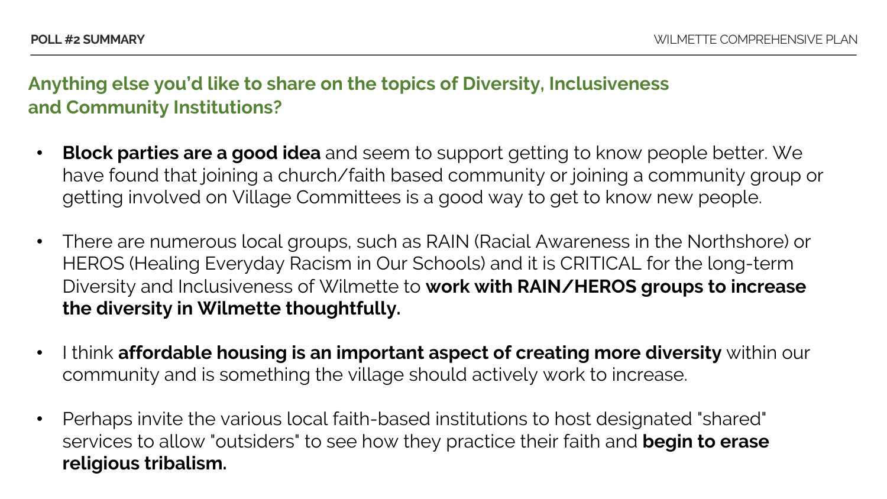## Anything else you'd like to share on the topics of Diversity, Inclusiveness and Community Institutions?

- **Block parties are a good idea** and seem to support getting to know people better. We have found that joining a church/faith based community or joining a community group or getting involved on Village Committees is a good way to get to know new people.
- There are numerous local groups, such as RAIN (Racial Awareness in the Northshore) or HEROS (Healing Everyday Racism in Our Schools) and it is CRITICAL for the long-term Diversity and Inclusiveness of Wilmette to **work with RAIN/HEROS groups to increase the diversity in Wilmette thoughtfully.**
- I think **affordable housing is an important aspect of creating more diversity** within our community and is something the village should actively work to increase.
- Perhaps invite the various local faith-based institutions to host designated "shared" services to allow "outsiders" to see how they practice their faith and **begin to erase religious tribalism.**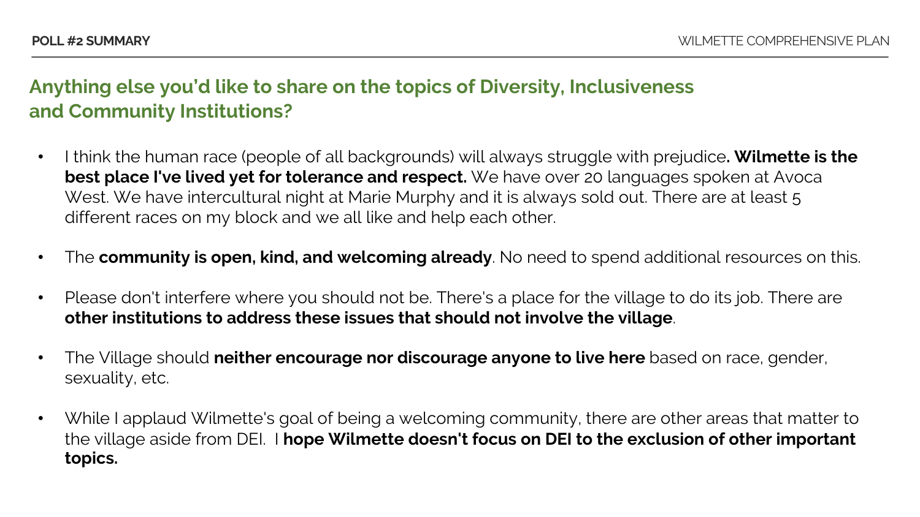## Anything else you'd like to share on the topics of Diversity, Inclusiveness and Community Institutions?

- I think the human race (people of all backgrounds) will always struggle with prejudice**. Wilmette is the best place I've lived yet for tolerance and respect.** We have over 20 languages spoken at Avoca West. We have intercultural night at Marie Murphy and it is always sold out. There are at least 5 different races on my block and we all like and help each other.

- The **community is open, kind, and welcoming already**. No need to spend additional resources on this.

- Please don't interfere where you should not be. There's a place for the village to do its job. There are **other institutions to address these issues that should not involve the village**.

- The Village should **neither encourage nor discourage anyone to live here** based on race, gender, sexuality, etc.

- While I applaud Wilmette's goal of being a welcoming community, there are other areas that matter to the village aside from DEI. I **hope Wilmette doesn't focus on DEI to the exclusion of other important topics.**